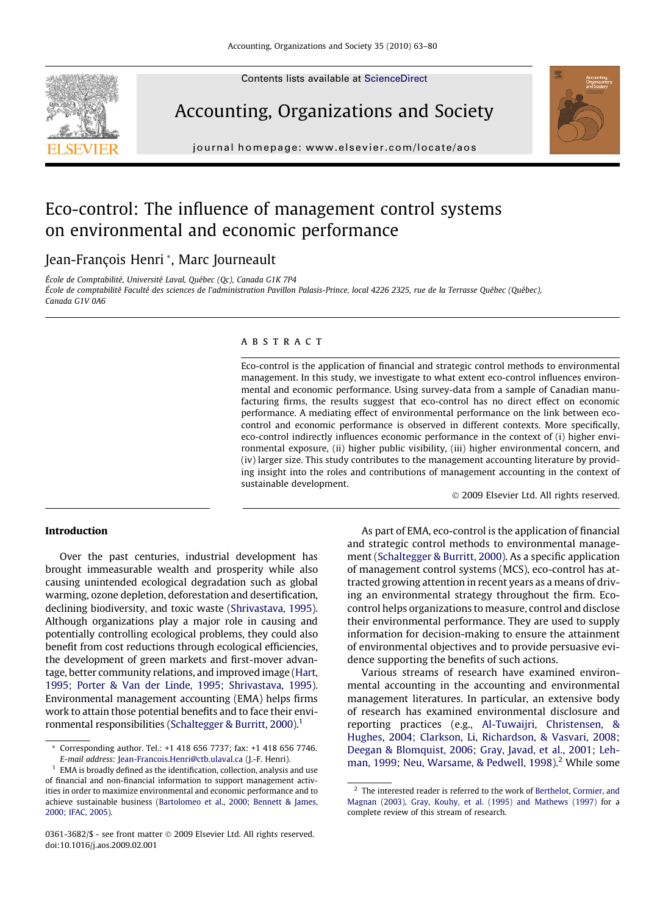# Eco-control: The influence of management control systems on environmental and economic performance

Jean-François Henri *, Marc Journeault

École de Comptabilité, Université Laval, Québec (Qc), Canada G1K 7P4

École de comptabilité Faculté des sciences de l'administration Pavillon Palasis-Prince, local 4226 2325, rue de la Terrasse Québec (Québec), Canada G1V 0A6

## ABSTRACT

Eco-control is the application of financial and strategic control methods to environmental management. In this study, we investigate to what extent eco-control influences environmental and economic performance. Using survey-data from a sample of Canadian manufacturing firms, the results suggest that eco-control has no direct effect on economic performance. A mediating effect of environmental performance on the link between eco-control and economic performance is observed in different contexts. More specifically, eco-control indirectly influences economic performance in the context of (i) higher environmental exposure, (ii) higher public visibility, (iii) higher environmental concern, and (iv) larger size. This study contributes to the management accounting literature by providing insight into the roles and contributions of management accounting in the context of sustainable development.

© 2009 Elsevier Ltd. All rights reserved.

## Introduction

Over the past centuries, industrial development has brought immeasurable wealth and prosperity while also causing unintended ecological degradation such as global warming, ozone depletion, deforestation and desertification, declining biodiversity, and toxic waste (Shrivastava, 1995). Although organizations play a major role in causing and potentially controlling ecological problems, they could also benefit from cost reductions through ecological efficiencies, the development of green markets and first-mover advantage, better community relations, and improved image (Hart, 1995; Porter & Van der Linde, 1995; Shrivastava, 1995). Environmental management accounting (EMA) helps firms work to attain those potential benefits and to face their environmental responsibilities (Schaltegger & Burritt, 2000).[1]

As part of EMA, eco-control is the application of financial and strategic control methods to environmental management (Schaltegger & Burritt, 2000). As a specific application of management control systems (MCS), eco-control has attracted growing attention in recent years as a means of driving an environmental strategy throughout the firm. Eco-control helps organizations to measure, control and disclose their environmental performance. They are used to supply information for decision-making to ensure the attainment of environmental objectives and to provide persuasive evidence supporting the benefits of such actions.

Various streams of research have examined environmental accounting in the accounting and environmental management literatures. In particular, an extensive body of research has examined environmental disclosure and reporting practices (e.g., Al-Tuwaijri, Christensen, & Hughes, 2004; Clarkson, Li, Richardson, & Vasvari, 2008; Deegan & Blomquist, 2006; Gray, Javad, et al., 2001; Lehman, 1999; Neu, Warsame, & Pedwell, 1998).[2] While some

---

* Corresponding author. Tel.: +1 418 656 7737; fax: +1 418 656 7746. E-mail address: Jean-Francois.Henri@ctb.ulaval.ca (J.-F. Henri).

[1] EMA is broadly defined as the identification, collection, analysis and use of financial and non-financial information to support management activities in order to maximize environmental and economic performance and to achieve sustainable business (Bartolomeo et al., 2000; Bennett & James, 2000; IFAC, 2005).

[2] The interested reader is referred to the work of Berthelot, Cormier, and Magnan (2003), Gray, Kouhy, et al. (1995) and Mathews (1997) for a complete review of this stream of research.

0361-3682/$ - see front matter © 2009 Elsevier Ltd. All rights reserved.
doi:10.1016/j.aos.2009.02.001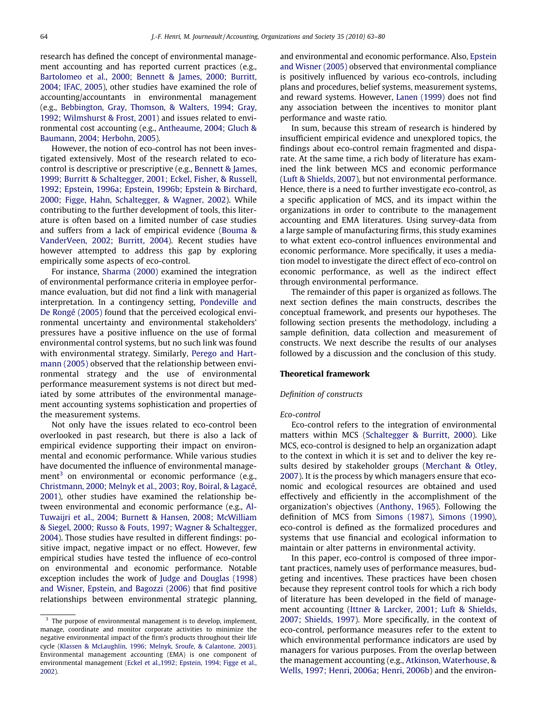research has defined the concept of environmental management accounting and has reported current practices (e.g., Bartolomeo et al., 2000; Bennett & James, 2000; Burritt, 2004; IFAC, 2005), other studies have examined the role of accounting/accountants in environmental management (e.g., Bebbington, Gray, Thomson, & Walters, 1994; Gray, 1992; Wilmshurst & Frost, 2001) and issues related to environmental cost accounting (e.g., Antheaume, 2004; Gluch & Baumann, 2004; Herbohn, 2005).

However, the notion of eco-control has not been investigated extensively. Most of the research related to eco-control is descriptive or prescriptive (e.g., Bennett & James, 1999; Burritt & Schaltegger, 2001; Eckel, Fisher, & Russell, 1992; Epstein, 1996a; Epstein, 1996b; Epstein & Birchard, 2000; Figge, Hahn, Schaltegger, & Wagner, 2002). While contributing to the further development of tools, this literature is often based on a limited number of case studies and suffers from a lack of empirical evidence (Bouma & VanderVeen, 2002; Burritt, 2004). Recent studies have however attempted to address this gap by exploring empirically some aspects of eco-control.

For instance, Sharma (2000) examined the integration of environmental performance criteria in employee performance evaluation, but did not find a link with managerial interpretation. In a contingency setting, Pondeville and De Rongé (2005) found that the perceived ecological environmental uncertainty and environmental stakeholders' pressures have a positive influence on the use of formal environmental control systems, but no such link was found with environmental strategy. Similarly, Perego and Hartmann (2005) observed that the relationship between environmental strategy and the use of environmental performance measurement systems is not direct but mediated by some attributes of the environmental management accounting systems sophistication and properties of the measurement systems.

Not only have the issues related to eco-control been overlooked in past research, but there is also a lack of empirical evidence supporting their impact on environmental and economic performance. While various studies have documented the influence of environmental management[3] on environmental or economic performance (e.g., Christmann, 2000; Melnyk et al., 2003; Roy, Boiral, & Lagacé, 2001), other studies have examined the relationship between environmental and economic performance (e.g., Al-Tuwaijri et al., 2004; Burnett & Hansen, 2008; McWilliam & Siegel, 2000; Russo & Fouts, 1997; Wagner & Schaltegger, 2004). Those studies have resulted in different findings: positive impact, negative impact or no effect. However, few empirical studies have tested the influence of eco-control on environmental and economic performance. Notable exception includes the work of Judge and Douglas (1998) and Wisner, Epstein, and Bagozzi (2006) that find positive relationships between environmental strategic planning, and environmental and economic performance. Also, Epstein and Wisner (2005) observed that environmental compliance is positively influenced by various eco-controls, including plans and procedures, belief systems, measurement systems, and reward systems. However, Lanen (1999) does not find any association between the incentives to monitor plant performance and waste ratio.

In sum, because this stream of research is hindered by insufficient empirical evidence and unexplored topics, the findings about eco-control remain fragmented and disparate. At the same time, a rich body of literature has examined the link between MCS and economic performance (Luft & Shields, 2007), but not environmental performance. Hence, there is a need to further investigate eco-control, as a specific application of MCS, and its impact within the organizations in order to contribute to the management accounting and EMA literatures. Using survey-data from a large sample of manufacturing firms, this study examines to what extent eco-control influences environmental and economic performance. More specifically, it uses a mediation model to investigate the direct effect of eco-control on economic performance, as well as the indirect effect through environmental performance.

The remainder of this paper is organized as follows. The next section defines the main constructs, describes the conceptual framework, and presents our hypotheses. The following section presents the methodology, including a sample definition, data collection and measurement of constructs. We next describe the results of our analyses followed by a discussion and the conclusion of this study.

## Theoretical framework

### *Definition of constructs*

#### *Eco-control*

Eco-control refers to the integration of environmental matters within MCS (Schaltegger & Burritt, 2000). Like MCS, eco-control is designed to help an organization adapt to the context in which it is set and to deliver the key results desired by stakeholder groups (Merchant & Otley, 2007). It is the process by which managers ensure that economic and ecological resources are obtained and used effectively and efficiently in the accomplishment of the organization's objectives (Anthony, 1965). Following the definition of MCS from Simons (1987), Simons (1990), eco-control is defined as the formalized procedures and systems that use financial and ecological information to maintain or alter patterns in environmental activity.

In this paper, eco-control is composed of three important practices, namely uses of performance measures, budgeting and incentives. These practices have been chosen because they represent control tools for which a rich body of literature has been developed in the field of management accounting (Ittner & Larcker, 2001; Luft & Shields, 2007; Shields, 1997). More specifically, in the context of eco-control, performance measures refer to the extent to which environmental performance indicators are used by managers for various purposes. From the overlap between the management accounting (e.g., Atkinson, Waterhouse, & Wells, 1997; Henri, 2006a; Henri, 2006b) and the environ-

[3] The purpose of environmental management is to develop, implement, manage, coordinate and monitor corporate activities to minimize the negative environmental impact of the firm's products throughout their life cycle (Klassen & McLaughlin, 1996; Melnyk, Sroufe, & Calantone, 2003). Environmental management accounting (EMA) is one component of environmental management (Eckel et al.,1992; Epstein, 1994; Figge et al., 2002).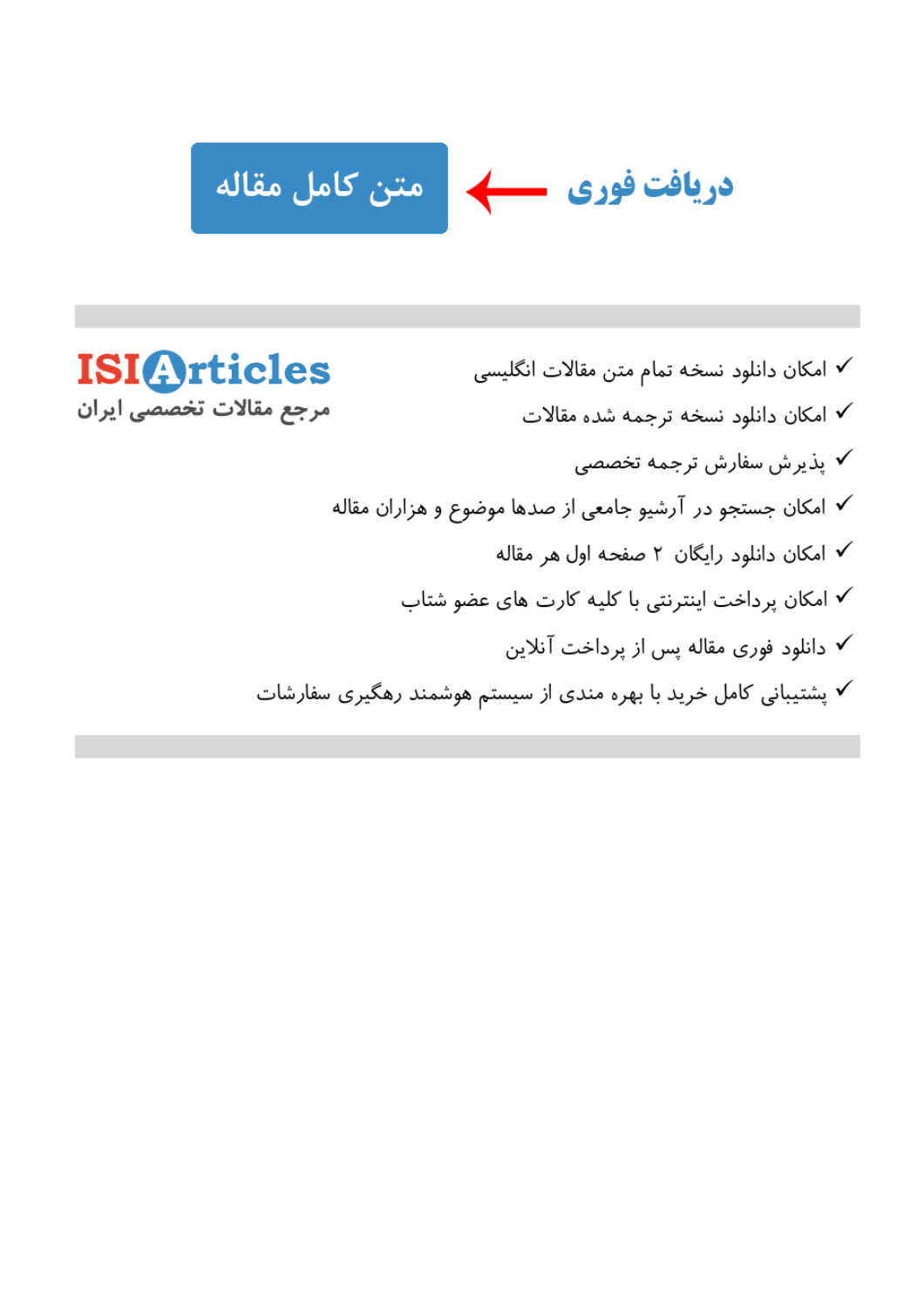دریافت فوری ← **متن کامل مقاله**

**ISIArticles**
مرجع مقالات تخصصی ایران

- ✓ امکان دانلود نسخه تمام متن مقالات انگلیسی
- ✓ امکان دانلود نسخه ترجمه شده مقالات
- ✓ پذیرش سفارش ترجمه تخصصی
- ✓ امکان جستجو در آرشیو جامعی از صدها موضوع و هزاران مقاله
- ✓ امکان دانلود رایگان ۲ صفحه اول هر مقاله
- ✓ امکان پرداخت اینترنتی با کلیه کارت های عضو شتاب
- ✓ دانلود فوری مقاله پس از پرداخت آنلاین
- ✓ پشتیبانی کامل خرید با بهره مندی از سیستم هوشمند رهگیری سفارشات